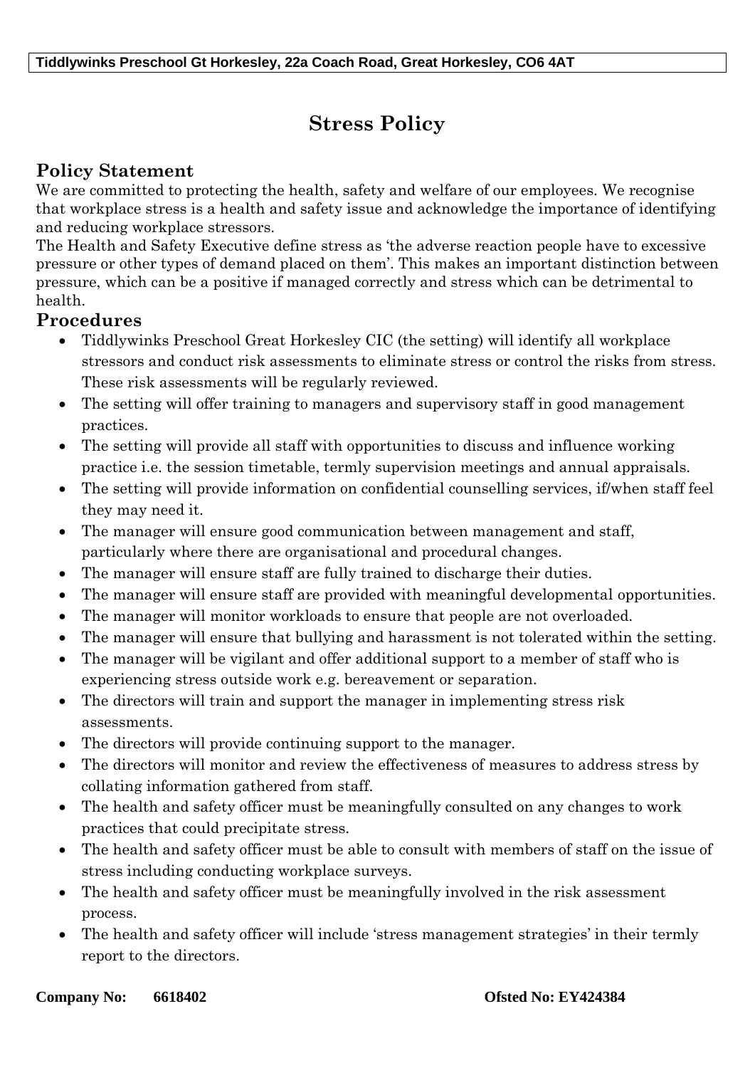**Tiddlywinks Preschool Gt Horkesley, 22a Coach Road, Great Horkesley, CO6 4AT**

# Stress Policy

## Policy Statement

We are committed to protecting the health, safety and welfare of our employees. We recognise that workplace stress is a health and safety issue and acknowledge the importance of identifying and reducing workplace stressors.

The Health and Safety Executive define stress as 'the adverse reaction people have to excessive pressure or other types of demand placed on them'. This makes an important distinction between pressure, which can be a positive if managed correctly and stress which can be detrimental to health.

## Procedures

- Tiddlywinks Preschool Great Horkesley CIC (the setting) will identify all workplace stressors and conduct risk assessments to eliminate stress or control the risks from stress. These risk assessments will be regularly reviewed.
- The setting will offer training to managers and supervisory staff in good management practices.
- The setting will provide all staff with opportunities to discuss and influence working practice i.e. the session timetable, termly supervision meetings and annual appraisals.
- The setting will provide information on confidential counselling services, if/when staff feel they may need it.
- The manager will ensure good communication between management and staff, particularly where there are organisational and procedural changes.
- The manager will ensure staff are fully trained to discharge their duties.
- The manager will ensure staff are provided with meaningful developmental opportunities.
- The manager will monitor workloads to ensure that people are not overloaded.
- The manager will ensure that bullying and harassment is not tolerated within the setting.
- The manager will be vigilant and offer additional support to a member of staff who is experiencing stress outside work e.g. bereavement or separation.
- The directors will train and support the manager in implementing stress risk assessments.
- The directors will provide continuing support to the manager.
- The directors will monitor and review the effectiveness of measures to address stress by collating information gathered from staff.
- The health and safety officer must be meaningfully consulted on any changes to work practices that could precipitate stress.
- The health and safety officer must be able to consult with members of staff on the issue of stress including conducting workplace surveys.
- The health and safety officer must be meaningfully involved in the risk assessment process.
- The health and safety officer will include 'stress management strategies' in their termly report to the directors.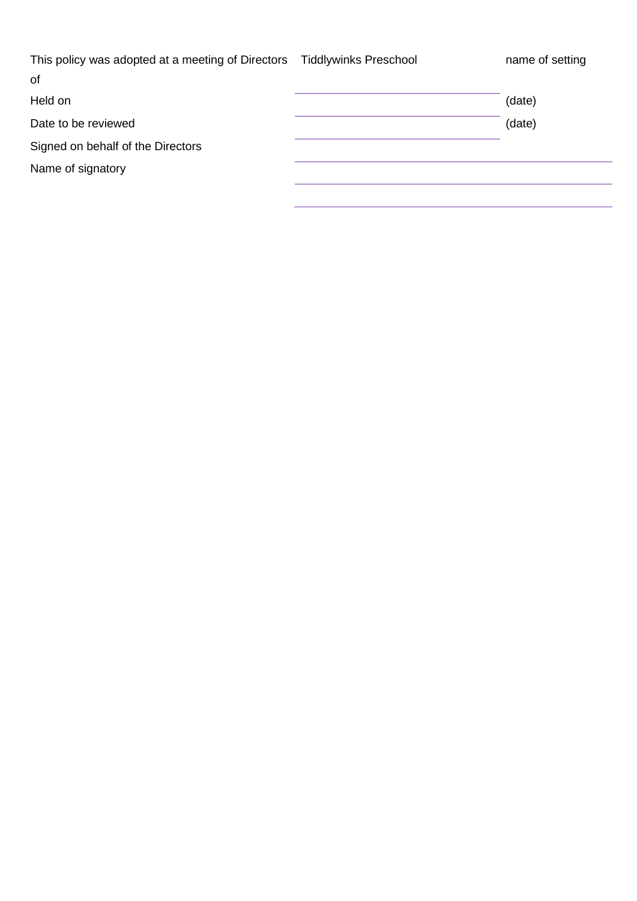| | | |
|---|---|---|
| This policy was adopted at a meeting of Directors of | Tiddlywinks Preschool | name of setting |
| Held on | | (date) |
| Date to be reviewed | | (date) |
| Signed on behalf of the Directors | | |
| Name of signatory | | |